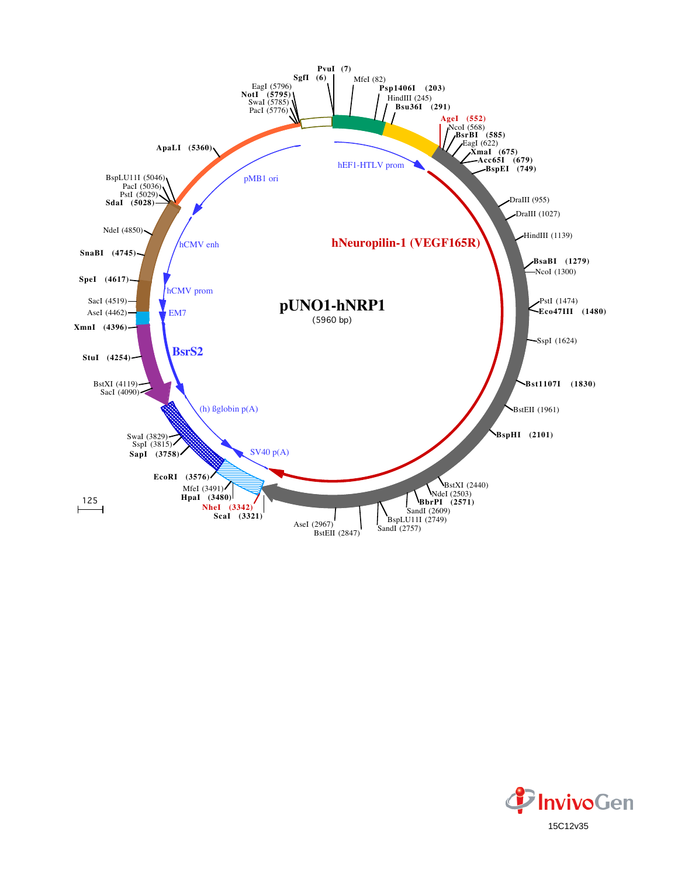# pUNO1-hNRP1

(5960 bp)

PvuI (7)
SgfI (6)
MfeI (82)
Psp1406I (203)
HindIII (245)
Bsu36I (291)
AgeI (552)
NcoI (568)
BsrBI (585)
EagI (622)
XmaI (675)
Acc65I (679)
BspEI (749)
DraIII (955)
DraIII (1027)
HindIII (1139)
BsaBI (1279)
NcoI (1300)
PstI (1474)
Eco47III (1480)
SspI (1624)
Bst1107I (1830)
BstEII (1961)
BspHI (2101)
BstXI (2440)
NdeI (2503)
BbrPI (2571)
SandI (2609)
BspLU11I (2749)
SandI (2757)
AseI (2967)
BstEII (2847)
ScaI (3321)
NheI (3342)
HpaI (3480)
MfeI (3491)
EcoRI (3576)
SapI (3758)
SspI (3815)
SwaI (3829)
SacI (4090)
BstXI (4119)
StuI (4254)
XmnI (4396)
AseI (4462)
SacI (4519)
SpeI (4617)
SnaBI (4745)
NdeI (4850)
SdaI (5028)
PstI (5029)
PacI (5036)
BspLU11I (5046)
ApaLI (5360)
PacI (5776)
SwaI (5785)
NotI (5795)
EagI (5796)

hEF1-HTLV prom
hNeuropilin-1 (VEGF165R)
SV40 p(A)
(h) ßglobin p(A)
BsrS2
EM7
hCMV prom
hCMV enh
pMB1 ori

125

InvivoGen

15C12v35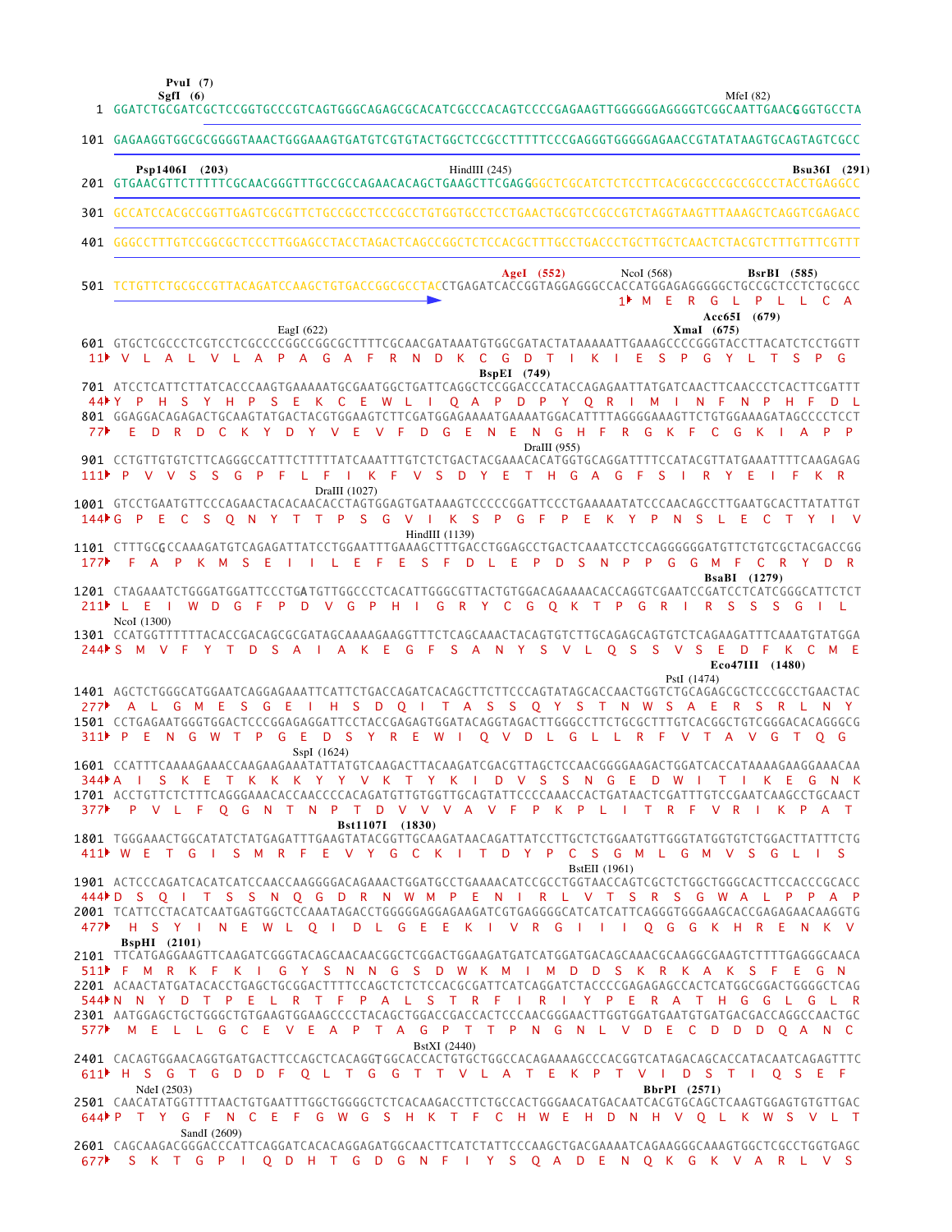```
                    PvuI  (7)
                  SgfI  (6)                                                                              MfeI (82)
   1 GGATCTGCGATCGCTCCGGTGCCCGTCAGTGGGCAGAGCGCACATCGCCCACAGTCCCCGAGAAGTTGGGGGGAGGGGTCGGCAATTGAACGGGTGCCTA

 101 GAGAAGGTGGCGCGGGGTAAACTGGGAAAGTGATGTCGTGTACTGGCTCCGCCTTTTTCCCGAGGGTGGGGGAGAACCGTATATAAGTGCAGTAGTCGCC

        Psp1406I  (203)                              HindIII (245)                                        Bsu36I  (291)
 201 GTGAACGTTCTTTTTCGCAACGGGTTTGCCGCCAGAACACAGCTGAAGCTTCGAGGGGCTCGCATCTCTCCTTCACGCGCCCGCCGCCCTACCTGAGGCC

 301 GCCATCCACGCCGGTTGAGTCGCGTTCTGCCGCCTCCCGCCTGTGGTGCCTCCTGAACTGCGTCCGCCGTCTAGGTAAGTTTAAAGCTCAGGTCGAGACC

 401 GGGCCTTTGTCCGGCGCTCCCTTGGAGCCTACCTAGACTCAGCCGGCTCTCCACGCTTTGCCTGACCCTGCTTGCTCAACTCTACGTCTTTGTTTCGTT

                                                             AgeI  (552)          NcoI (568)          BsrBI  (585)
 501 TCTGTTCTGCGCCGTTACAGATCCAAGCTGTGACCGGCGCCTACCTGAGATCACCGGTAGGAGGGCCACCATGGAGAGGGGGCTGCCGCTCCTCTGCGCC
                                                                                        1▸ M  E  R  G  L  P  L  L  C  A
                                                                                                       Acc65I  (679)
                                 EagI (622)                                                        XmaI  (675)
 601 GTGCTCGCCCTCGTCCTCGCCCCGGCCGGCGCTTTTCGCAACGATAAATGTGGCGATACTATAAAAATTGAAAGCCCCGGGTACCTTACATCTCCTGGTT
  11▸ V  L  A  L  V  L  A  P  A  G  A  F  R  N  D  K  C  G  D  T  I  K  I  E  S  P  G  Y  L  T  S  P  G
                                                              BspEI  (749)
 701 ATCCTCATTCTTATCACCCAAGTGAAAAATGCGAATGGCTGATTCAGGCTCCGGACCCATACCAGAGAATTATGATCAACTTCAACCCTCACTTCGATTT
  44▸Y  P  H  S  Y  H  P  S  E  K  C  E  W  L  I  Q  A  P  D  P  Y  Q  R  I  M  I  N  F  N  P  H  F  D  L
 801 GGAGGACAGAGACTGCAAGTATGACTACGTGGAAGTCTTCGATGGAGAAAATGAAAATGGACATTTTAGGGGAAAGTTCTGTGGAAAGATAGCCCCTCCT
  77▸  E  D  R  D  C  K  Y  D  Y  V  E  V  F  D  G  E  N  E  N  G  H  F  R  G  K  F  C  G  K  I  A  P  P
                                                                    DraIII (955)
 901 CCTGTTGTGTCTTCAGGGCCATTTCTTTTTATCAAATTTGTCTCTGACTACGAAACACATGGTGCAGGATTTTCCATACGTTATGAAATTTTCAAGAGAG
 111▸ P  V  V  S  S  G  P  F  L  F  I  K  F  V  S  D  Y  E  T  H  G  A  G  F  S  I  R  Y  E  I  F  K  R
                                    DraIII (1027)
1001 GTCCTGAATGTTCCCAGAACTACACAACACCTAGTGGAGTGATAAAGTCCCCCGGATTCCCTGAAAAATATCCCAACAGCCTTGAATGCACTTATATTGT
 144▸G  P  E  C  S  Q  N  Y  T  T  P  S  G  V  I  K  S  P  G  F  P  E  K  Y  P  N  S  L  E  C  T  Y  I  V
                                                   HindIII (1139)
1101 CTTTGCGCCAAAGATGTCAGAGATTATCCTGGAATTTGAAAGCTTTGACCTGGAGCCTGACTCAAATCCTCCAGGGGGGATGTTCTGTCGCTACGACCGG
 177▸  F  A  P  K  M  S  E  I  I  L  E  F  E  S  F  D  L  E  P  D  S  N  P  P  G  G  M  F  C  R  Y  D  R
                                                                                               BsaBI  (1279)
1201 CTAGAAATCTGGGATGGATTCCCTGATGTTGGCCCTCACATTGGGCGTTACTGTGGACAGAAAACACCAGGTCGAATCCGATCCTCATCGGGCATTCTCT
 211▸ L  E  I  W  D  G  F  P  D  V  G  P  H  I  G  R  Y  C  G  Q  K  T  P  G  R  I  R  S  S  S  G  I  L
     NcoI (1300)
1301 CCATGGTTTTTTACACCGACAGCGCGATAGCAAAAGAAGGTTTCTCAGCAAACTACAGTGTCTTGCAGAGCAGTGTCTCAGAAGATTTCAAATGTATGGA
 244▸S  M  V  F  Y  T  D  S  A  I  A  K  E  G  F  S  A  N  Y  S  V  L  Q  S  S  V  S  E  D  F  K  C  M  E
                                                                                              Eco47III  (1480)
                                                                                      PstI (1474)
1401 AGCTCTGGGCATGGAATCAGGAGAAATTCATTCTGACCAGATCACAGCTTCTTCCCAGTATAGCACCAACTGGTCTGCAGAGCGCTCCCGCCTGAACTAC
 277▸  A  L  G  M  E  S  G  E  I  H  S  D  Q  I  T  A  S  S  Q  Y  S  T  N  W  S  A  E  R  S  R  L  N  Y
1501 CCTGAGAATGGGTGGACTCCCGGAGAGGATTCCTACCGAGAGTGGATACAGGTAGACTTGGGCCTTCTGCGCTTTGTCACGGCTGTCGGGACACAGGGCG
 311▸ P  E  N  G  W  T  P  G  E  D  S  Y  R  E  W  I  Q  V  D  L  G  L  L  R  F  V  T  A  V  G  T  Q  G
                                    SspI (1624)
1601 CCATTTCAAAAGAAACCAAGAAGAAATATTATGTCAAGACTTACAAGATCGACGTTAGCTCCAACGGGGAAGACTGGATCACCATAAAAGAAGGAAACAA
 344▸A  I  S  K  E  T  K  K  K  Y  Y  V  K  T  Y  K  I  D  V  S  S  N  G  E  D  W  I  T  I  K  E  G  N  K
1701 ACCTGTTCTCTTTCAGGGAAACACCAACCCCACAGATGTTGTGGTTGCAGTATTCCCCAAACCACTGATAACTCGATTTGTCCGAATCAAGCCTGCAACT
 377▸  P  V  L  F  Q  G  N  T  N  P  T  D  V  V  V  A  V  F  P  K  P  L  I  T  R  F  V  R  I  K  P  A  T
                                        Bst1107I  (1830)
1801 TGGGAAACTGGCATATCTATGAGATTTGAAGTATACGGTTGCAAGATAACAGATTATCCTTGCTCTGGAATGTTGGGTATGGTGTCTGGACTTATTTCTG
 411▸ W  E  T  G  I  S  M  R  F  E  V  Y  G  C  K  I  T  D  Y  P  C  S  G  M  L  G  M  V  S  G  L  I  S
                                                                        BstEII (1961)
1901 ACTCCCAGATCACATCATCCAACCAAGGGGACAGAAACTGGATGCCTGAAAACATCCGCCTGGTAACCAGTCGCTCTGGCTGGGCACTTCCACCCGCACC
 444▸D  S  Q  I  T  S  S  N  Q  G  D  R  N  W  M  P  E  N  I  R  L  V  T  S  R  S  G  W  A  L  P  P  A  P
2001 TCATTCCTACATCAATGAGTGGCTCCAAATAGACCTGGGGGAGGAGAAGATCGTGAGGGGCATCATCATTCAGGGTGGGAAGCACCGAGAGAACAAGGTG
 477▸  H  S  Y  I  N  E  W  L  Q  I  D  L  G  E  E  K  I  V  R  G  I  I  I  Q  G  G  K  H  R  E  N  K  V
       BspHI  (2101)
2101 TTCATGAGGAAGTTCAAGATCGGGTACAGCAACAACGGCTCGGACTGGAAGATGATCATGGATGACAGCAAACGCAAGGCGAAGTCTTTTGAGGGCAACA
 511▸ F  M  R  K  F  K  I  G  Y  S  N  N  G  S  D  W  K  M  I  M  D  D  S  K  R  K  A  K  S  F  E  G  N
2201 ACAACTATGATACACCTGAGCTGCGGACTTTTCCAGCTCTCTCCACGCGATTCATCAGGATCTACCCCGAGAGAGCCACTCATGGCGGACTGGGGCTCAG
 544▸N  N  Y  D  T  P  E  L  R  T  F  P  A  L  S  T  R  F  I  R  I  Y  P  E  R  A  T  H  G  G  L  G  L  R
2301 AATGGAGCTGCTGGGCTGTGAAGTGGAAGCCCCTACAGCTGGACCGACCACTCCCAACGGGAACTTGGTGGATGAATGTGATGACGACCAGGCCAACTGC
 577▸  M  E  L  L  G  C  E  V  E  A  P  T  A  G  P  T  T  P  N  G  N  L  V  D  E  C  D  D  D  Q  A  N  C
                                                   BstXI (2440)
2401 CACAGTGGAACAGGTGATGACTTCCAGCTCACAGGTGGCACCACTGTGCTGGCCACAGAAAAGCCCACGGTCATAGACAGCACCATACAATCAGAGTTTC
 611▸ H  S  G  T  G  D  D  F  Q  L  T  G  G  T  T  V  L  A  T  E  K  P  T  V  I  D  S  T  I  Q  S  E  F
     NdeI (2503)                                                                  BbrPI  (2571)
2501 CAACATATGGTTTTAACTGTGAATTTGGCTGGGGCTCTCACAAGACCTTCTGCCACTGGGAACATGACAATCACGTGCAGCTCAAGTGGAGTGTGTTGAC
 644▸P  T  Y  G  F  N  C  E  F  G  W  G  S  H  K  T  F  C  H  W  E  H  D  N  H  V  Q  L  K  W  S  V  L  T
                SandI (2609)
2601 CAGCAAGACGGGACCCATTCAGGATCACACAGGAGATGGCAACTTCATCTATTCCCAAGCTGACGAAAATCAGAAGGGCAAAGTGGCTCGCCTGGTGAGC
 677▸  S  K  T  G  P  I  Q  D  H  T  G  D  G  N  F  I  Y  S  Q  A  D  E  N  Q  K  G  K  V  A  R  L  V  S
```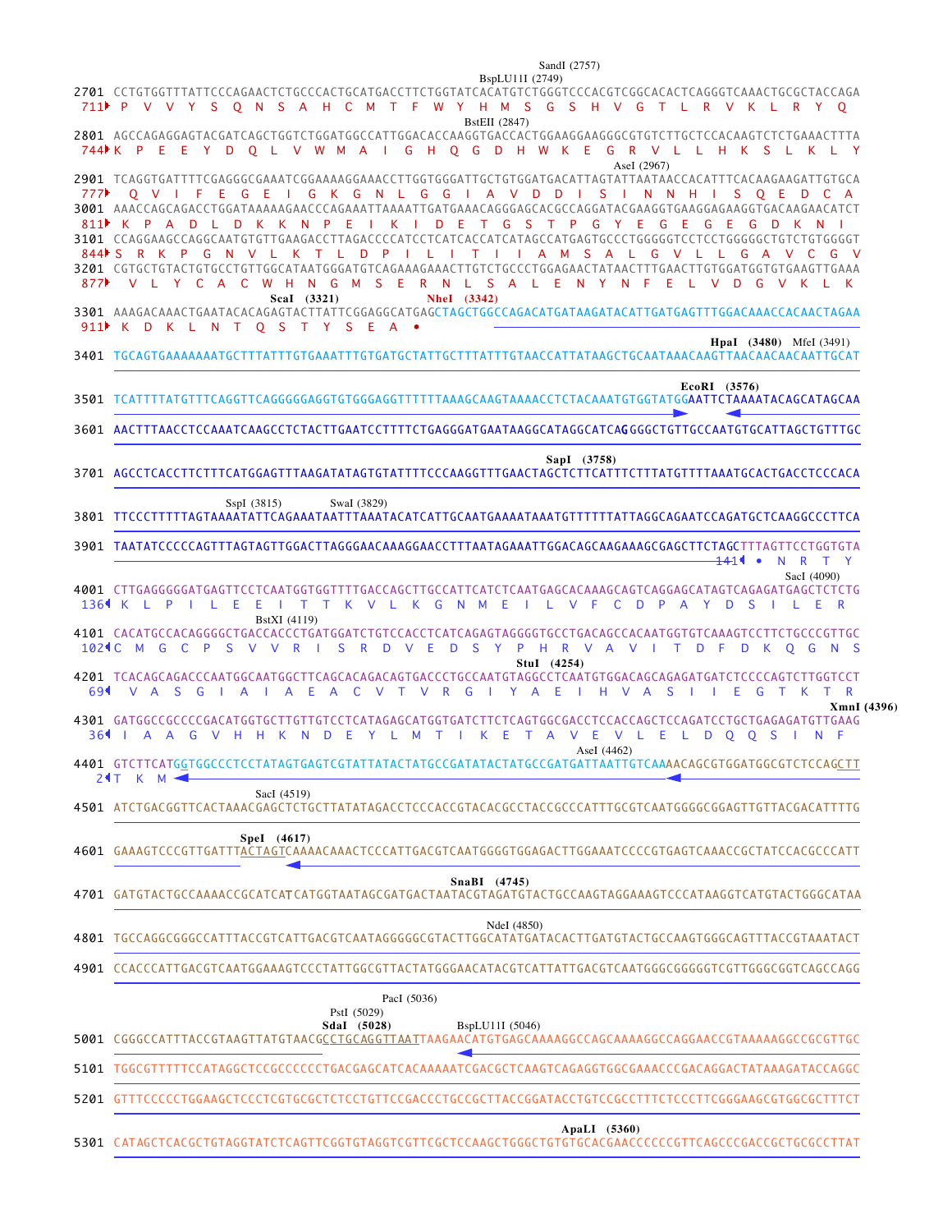```
                                                                        SandI (2757)
                                                              BspLU11I (2749)
2701 CCTGTGGTTTATTCCCAGAACTCTGCCCACTGCATGACCTTCTGGTATCACATGTCTGGGTCCCACGTCGGCACACTCAGGGTCAAACTGCGCTACCAGA
 711▸ P  V  V  Y  S  Q  N  S  A  H  C  M  T  F  W  Y  H  M  S  G  S  H  V  G  T  L  R  V  K  L  R  Y  Q
                                                              BstEII (2847)
2801 AGCCAGAGGAGTACGATCAGCTGGTCTGGATGGCCATTGGACACCAAGGTGACCACTGGAAGGAAGGGCGTGTCTTGCTCCACAAGTCTCTGAAACTTTA
 744▸K  P  E  E  Y  D  Q  L  V  W  M  A  I  G  H  Q  G  D  H  W  K  E  G  R  V  L  L  H  K  S  L  K  L  Y
                                                                                   AseI (2967)
2901 TCAGGTGATTTTCGAGGGCGAAATCGGAAAAGGAAACCTTGGTGGGATTGCTGTGGATGACATTAGTATTAATAACCACATTTCACAAGAAGATTGTGCA
 777▸  Q  V  I  F  E  G  E  I  G  K  G  N  L  G  G  I  A  V  D  D  I  S  I  N  N  H  I  S  Q  E  D  C  A
3001 AAACCAGCAGACCTGGATAAAAAGAACCCAGAAATTAAAATTGATGAAACAGGGAGCACGCCAGGATACGAAGGTGAAGGAGAAGGTGACAAGAACATCT
 811▸ K  P  A  D  L  D  K  K  N  P  E  I  K  I  D  E  T  G  S  T  P  G  Y  E  G  E  G  E  G  D  K  N  I
3101 CCAGGAAGCCAGGCAATGTGTTGAAGACCTTAGACCCCATCCTCATCACCATCATAGCCATGAGTGCCCTGGGGGTCCTCCTGGGGGCTGTCTGTGGGGT
 844▸S  R  K  P  G  N  V  L  K  T  L  D  P  I  L  I  T  I  I  A  M  S  A  L  G  V  L  L  G  A  V  C  G  V
3201 CGTGCTGTACTGTGCCTGTTGGCATAATGGGATGTCAGAAAGAAACTTGTCTGCCCTGGAGAACTATAACTTTGAACTTGTGGATGGTGTGAAGTTGAAA
 877▸  V  L  Y  C  A  C  W  H  N  G  M  S  E  R  N  L  S  A  L  E  N  Y  N  F  E  L  V  D  G  V  K  L  K
                               ScaI  (3321)          NheI  (3342)
3301 AAAGACAAACTGAATACACAGAGTACTTATTCGGAGGCATGAGCTAGCTGGCCAGACATGATAAGATACATTGATGAGTTTGGACAAACCACAACTAGAA
 911▸ K  D  K  L  N  T  Q  S  T  Y  S  E  A  •
                                                                                   HpaI  (3480)  MfeI (3491)
3401 TGCAGTGAAAAAAATGCTTTATTTGTGAAATTTGTGATGCTATTGCTTTATTTGTAACCATTATAAGCTGCAATAAACAAGTTAACAACAACAATTGCAT
                                                                              EcoRI  (3576)
3501 TCATTTTATGTTTCAGGTTCAGGGGGAGGTGTGGGAGGTTTTTTAAAGCAAGTAAAACCTCTACAAATGTGGTATGGAATTCTAAAATACAGCATAGCAA
3601 AACTTTAACCTCCAAATCAAGCCTCTACTTGAATCCTTTTCTGAGGGATGAATAAGGCATAGGCATCAGGGGCTGTTGCCAATGTGCATTAGCTGTTTGC
                                                                   SapI  (3758)
3701 AGCCTCACCTTCTTTCATGGAGTTTAAGATATAGTGTATTTTCCCAAGGTTTGAACTAGCTCTTCATTTCTTTATGTTTTAAATGCACTGACCTCCCACA
                         SspI (3815)           SwaI (3829)
3801 TTCCCTTTTTAGTAAAATATTCAGAAATAATTTAAATACATCATTGCAATGAAAATAAATGTTTTTTATTAGGCAGAATCCAGATGCTCAAGGCCCTTCA
3901 TAATATCCCCCAGTTTAGTAGTTGGACTTAGGGAACAAAGGAACCTTTAATAGAAATTGGACAGCAAGAAAGCGAGCTTCTAGCTTTAGTTCCTGGTGTA
                                                                                        141◂ •  N  R  T  Y
                                                                                             SacI (4090)
4001 CTTGAGGGGGATGAGTTCCTCAATGGTGGTTTTGACCAGCTTGCCATTCATCTCAATGAGCACAAAGCAGTCAGGAGCATAGTCAGAGATGAGCTCTCTG
 136◂ K  L  P  I  L  E  E  I  T  T  K  V  L  K  G  N  M  E  I  L  V  F  C  D  P  A  Y  D  S  I  L  E  R
                            BstXI (4119)
4101 CACATGCCACAGGGGCTGACCACCCTGATGGATCTGTCCACCTCATCAGAGTAGGGGTGCCTGACAGCCACAATGGTGTCAAAGTCCTTCTGCCCGTTGC
 102◂C  M  G  C  P  S  V  V  R  I  S  R  D  V  E  D  S  Y  P  H  R  V  A  V  I  T  D  F  D  K  Q  G  N  S
                                                          StuI  (4254)
4201 TCACAGCAGACCCAATGGCAATGGCTTCAGCACAGACAGTGACCCTGCCAATGTAGGCCTCAATGTGGACAGCAGAGATGATCTCCCCAGTCTTGGTCCT
  69◂  V  A  S  G  I  A  I  A  E  A  C  V  T  V  R  G  I  Y  A  E  I  H  V  A  S  I  I  E  G  T  K  T  R
                                                                                                XmnI (4396)
4301 GATGGCCGCCCCGACATGGTGCTTGTTGTCCTCATAGAGCATGGTGATCTTCTCAGTGGCGACCTCCACCAGCTCCAGATCCTGCTGAGAGATGTTGAAG
  36◂ I  A  A  G  V  H  H  K  N  D  E  Y  L  M  T  I  K  E  T  A  V  E  V  L  E  L  D  Q  Q  S  I  N  F
                                                                             AseI (4462)
4401 GTCTTCATGGTGGCCCTCCTATAGTGAGTCGTATTATACTATGCCGATATACTATGCCGATGATTAATTGTCAAAACAGCGTGGATGGCGTCTCCAGCTT
   2◂T  K  M
                           SacI (4519)
4501 ATCTGACGGTTCACTAAACGAGCTCTGCTTATATAGACCTCCCACCGTACACGCCTACCGCCCATTTGCGTCAATGGGGCGGAGTTGTTACGACATTTTG
                  SpeI  (4617)
4601 GAAAGTCCCGTTGATTTACTAGTCAAAACAAACTCCCATTGACGTCAATGGGGTGGAGACTTGGAAATCCCCGTGAGTCAAACCGCTATCCACGCCCATT
                                                SnaBI  (4745)
4701 GATGTACTGCCAAAACCGCATCATCATGGTAATAGCGATGACTAATACGTAGATGTACTGCCAAGTAGGAAAGTCCCATAAGGTCATGTACTGGGCATAA
                                                                    NdeI (4850)
4801 TGCCAGGCGGGCCATTTACCGTCATTGACGTCAATAGGGGGCGTACTTGGCATATGATACACTTGATGTACTGCCAAGTGGGCAGTTTACCGTAAATACT
4901 CCACCCATTGACGTCAATGGAAAGTCCCTATTGGCGTTACTATGGGAACATACGTCATTATTGACGTCAATGGGCGGGGGTCGTTGGGCGGTCAGCCAGG
                                      PacI (5036)
                                PstI (5029)
                               SdaI  (5028)            BspLU11I (5046)
5001 CGGGCCATTTACCGTAAGTTATGTAACGCCTGCAGGTTAATTAAGAACATGTGAGCAAAAGGCCAGCAAAAGGCCAGGAACCGTAAAAAGGCCGCGTTGC
5101 TGGCGTTTTTCCATAGGCTCCGCCCCCCTGACGAGCATCACAAAAATCGACGCTCAAGTCAGAGGTGGCGAAACCCGACAGGACTATAAAGATACCAGGC
5201 GTTTCCCCCTGGAAGCTCCCTCGTGCGCTCTCCTGTTCCGACCCTGCCGCTTACCGGATACCTGTCCGCCTTTCTCCCTTCGGGAAGCGTGGCGCTTTCT
                                                                    ApaLI  (5360)
5301 CATAGCTCACGCTGTAGGTATCTCAGTTCGGTGTAGGTCGTTCGCTCCAAGCTGGGCTGTGTGCACGAACCCCCCGTTCAGCCCGACCGCTGCGCCTTAT
```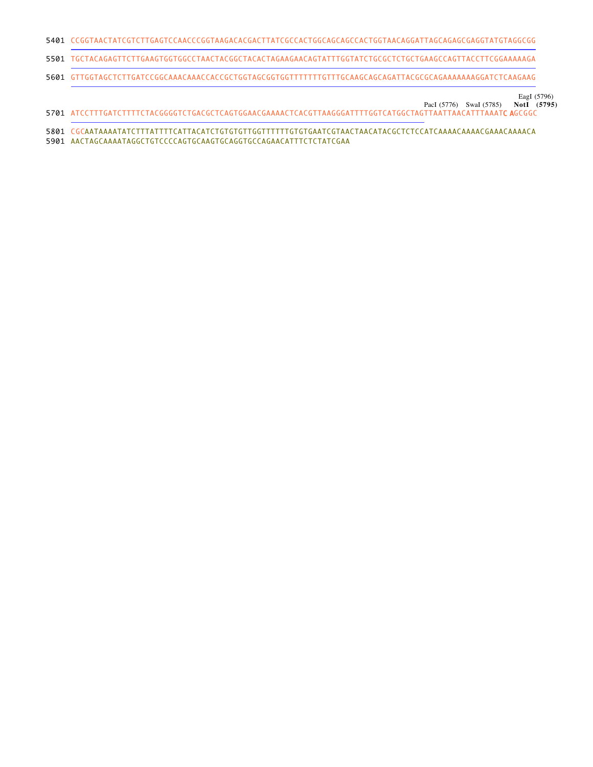```
5401 CCGGTAACTATCGTCTTGAGTCCAACCCGGTAAGACACGACTTATCGCCACTGGCAGCAGCCACTGGTAACAGGATTAGCAGAGCGAGGTATGTAGGCGG

5501 TGCTACAGAGTTCTTGAAGTGGTGGCCTAACTACGGCTACACTAGAAGAACAGTATTTGGTATCTGCGCTCTGCTGAAGCCAGTTACCTTCGGAAAAAGA

5601 GTTGGTAGCTCTTGATCCGGCAAACAAACCACCGCTGGTAGCGGTGGTTTTTTTGTTTGCAAGCAGCAGATTACGCGCAGAAAAAAAGGATCTCAAGAAG

                                                                                                    EagI (5796)
                                                                           PacI (5776)   SwaI (5785)   NotI (5795)
5701 ATCCTTTGATCTTTTCTACGGGGTCTGACGCTCAGTGGAACGAAAACTCACGTTAAGGGATTTTGGTCATGGCTAGTTAATTAACATTTAAATC AGCGGC

5801 CGCAATAAAATATCTTTATTTTCATTACATCTGTGTGTTGGTTTTTTGTGTGAATCGTAACTAACATACGCTCTCCATCAAAACAAAACGAAACAAAACA
5901 AACTAGCAAAATAGGCTGTCCCCAGTGCAAGTGCAGGTGCCAGAACATTTCTCTATCGAA
```